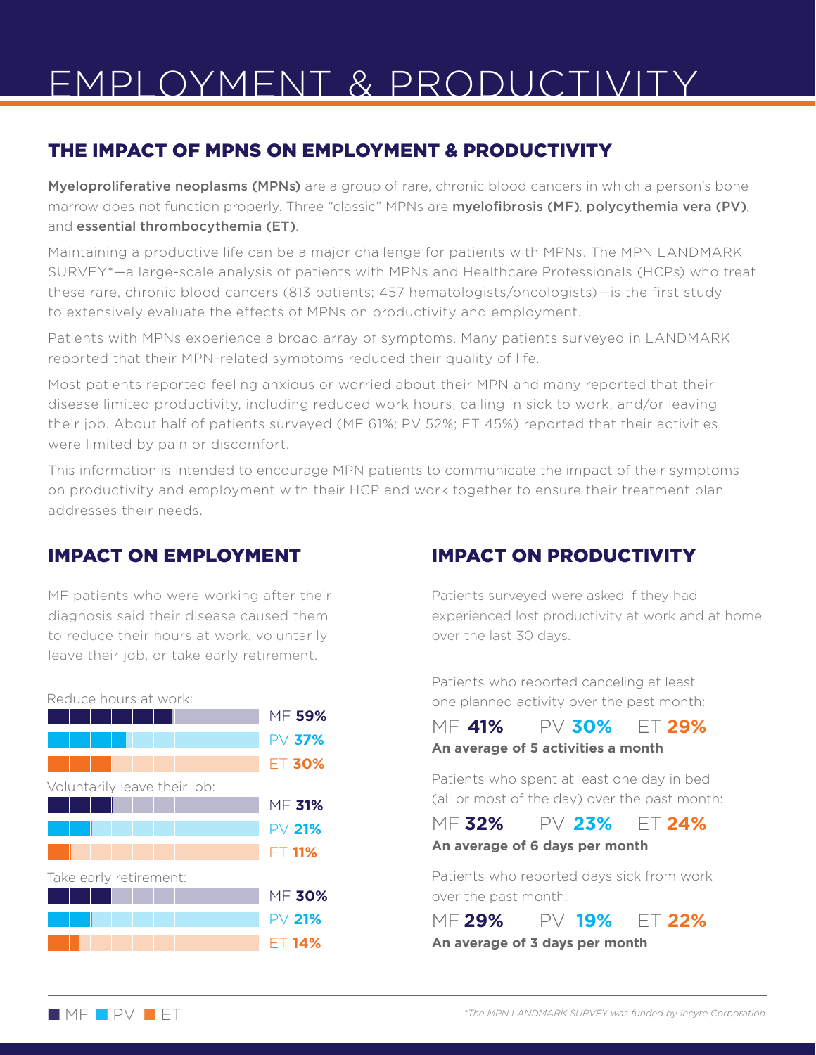# EMPLOYMENT & PRODUCTIVITY

## THE IMPACT OF MPNS ON EMPLOYMENT & PRODUCTIVITY

**Myeloproliferative neoplasms (MPNs)** are a group of rare, chronic blood cancers in which a person's bone marrow does not function properly. Three "classic" MPNs are **myelofibrosis (MF)**, **polycythemia vera (PV)**, and **essential thrombocythemia (ET)**.

Maintaining a productive life can be a major challenge for patients with MPNs. The MPN LANDMARK SURVEY*—a large-scale analysis of patients with MPNs and Healthcare Professionals (HCPs) who treat these rare, chronic blood cancers (813 patients; 457 hematologists/oncologists)—is the first study to extensively evaluate the effects of MPNs on productivity and employment.

Patients with MPNs experience a broad array of symptoms. Many patients surveyed in LANDMARK reported that their MPN-related symptoms reduced their quality of life.

Most patients reported feeling anxious or worried about their MPN and many reported that their disease limited productivity, including reduced work hours, calling in sick to work, and/or leaving their job. About half of patients surveyed (MF 61%; PV 52%; ET 45%) reported that their activities were limited by pain or discomfort.

This information is intended to encourage MPN patients to communicate the impact of their symptoms on productivity and employment with their HCP and work together to ensure their treatment plan addresses their needs.

## IMPACT ON EMPLOYMENT

MF patients who were working after their diagnosis said their disease caused them to reduce their hours at work, voluntarily leave their job, or take early retirement.

Reduce hours at work:

MF **59%**

PV **37%**

ET **30%**

Voluntarily leave their job:

MF **31%**

PV **21%**

ET **11%**

Take early retirement:

MF **30%**

PV **21%**

ET **14%**

## IMPACT ON PRODUCTIVITY

Patients surveyed were asked if they had experienced lost productivity at work and at home over the last 30 days.

Patients who reported canceling at least one planned activity over the past month:

MF **41%** PV **30%** ET **29%**

**An average of 5 activities a month**

Patients who spent at least one day in bed (all or most of the day) over the past month:

MF **32%** PV **23%** ET **24%**

**An average of 6 days per month**

Patients who reported days sick from work over the past month:

MF **29%** PV **19%** ET **22%**

**An average of 3 days per month**

MF PV ET

*\*The MPN LANDMARK SURVEY was funded by Incyte Corporation.*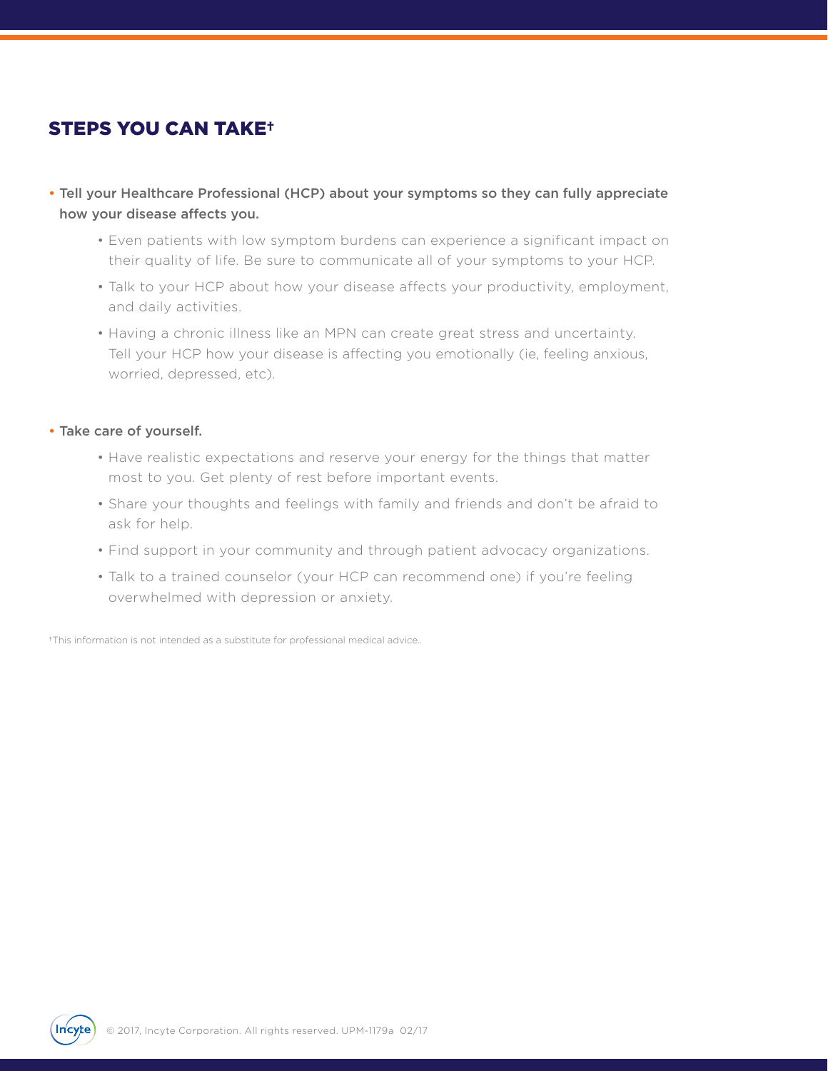## STEPS YOU CAN TAKE†

- **Tell your Healthcare Professional (HCP) about your symptoms so they can fully appreciate how your disease affects you.**
  - Even patients with low symptom burdens can experience a significant impact on their quality of life. Be sure to communicate all of your symptoms to your HCP.
  - Talk to your HCP about how your disease affects your productivity, employment, and daily activities.
  - Having a chronic illness like an MPN can create great stress and uncertainty. Tell your HCP how your disease is affecting you emotionally (ie, feeling anxious, worried, depressed, etc).

- **Take care of yourself.**
  - Have realistic expectations and reserve your energy for the things that matter most to you. Get plenty of rest before important events.
  - Share your thoughts and feelings with family and friends and don't be afraid to ask for help.
  - Find support in your community and through patient advocacy organizations.
  - Talk to a trained counselor (your HCP can recommend one) if you're feeling overwhelmed with depression or anxiety.

†This information is not intended as a substitute for professional medical advice..

Incyte © 2017, Incyte Corporation. All rights reserved. UPM-1179a 02/17